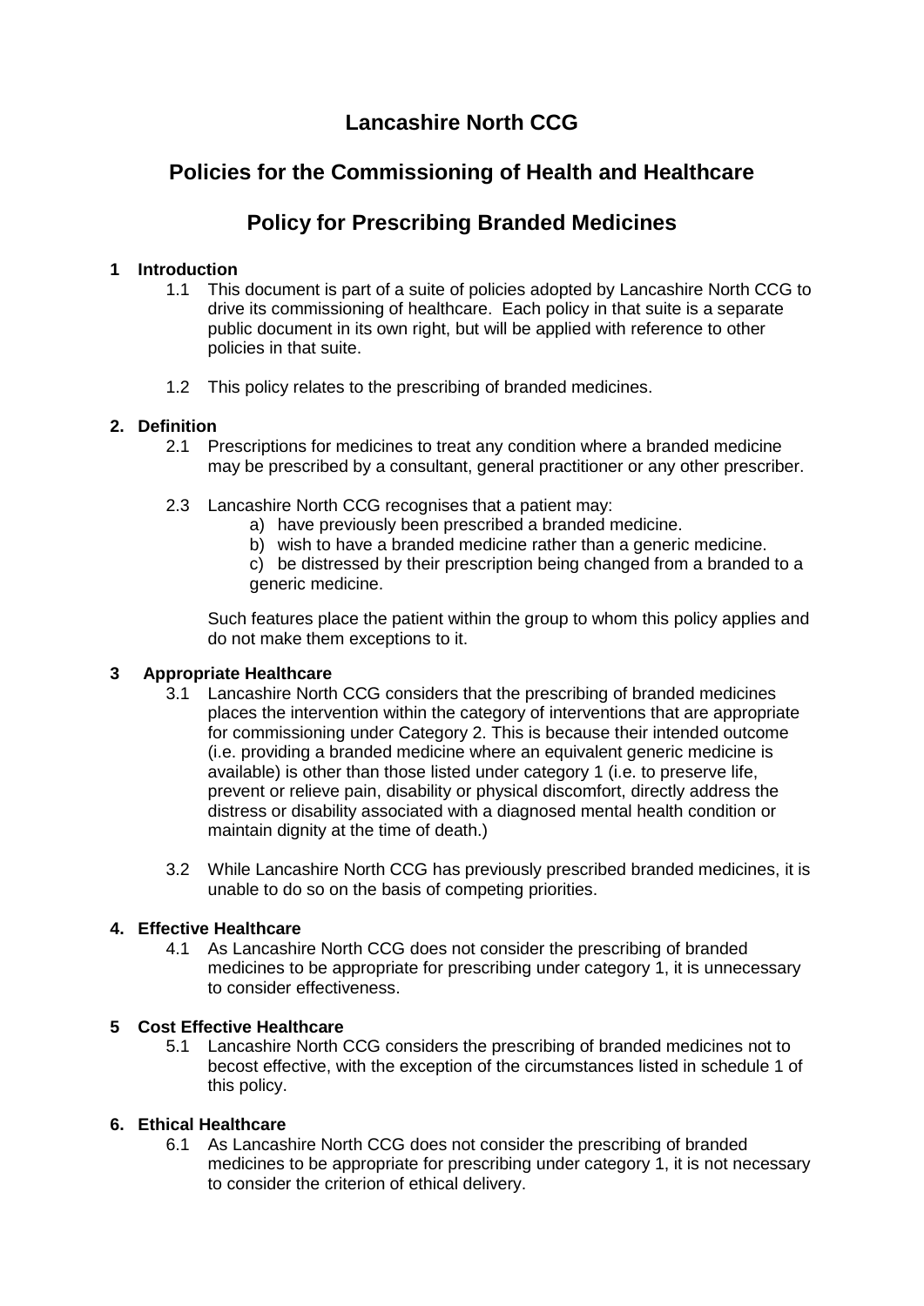# Lancashire North CCG

## Policies for the Commissioning of Health and Healthcare

## Policy for Prescribing Branded Medicines

**1 Introduction**

1.1 This document is part of a suite of policies adopted by Lancashire North CCG to drive its commissioning of healthcare. Each policy in that suite is a separate public document in its own right, but will be applied with reference to other policies in that suite.

1.2 This policy relates to the prescribing of branded medicines.

**2. Definition**

2.1 Prescriptions for medicines to treat any condition where a branded medicine may be prescribed by a consultant, general practitioner or any other prescriber.

2.3 Lancashire North CCG recognises that a patient may:

a) have previously been prescribed a branded medicine.
b) wish to have a branded medicine rather than a generic medicine.
c) be distressed by their prescription being changed from a branded to a generic medicine.

Such features place the patient within the group to whom this policy applies and do not make them exceptions to it.

**3 Appropriate Healthcare**

3.1 Lancashire North CCG considers that the prescribing of branded medicines places the intervention within the category of interventions that are appropriate for commissioning under Category 2. This is because their intended outcome (i.e. providing a branded medicine where an equivalent generic medicine is available) is other than those listed under category 1 (i.e. to preserve life, prevent or relieve pain, disability or physical discomfort, directly address the distress or disability associated with a diagnosed mental health condition or maintain dignity at the time of death.)

3.2 While Lancashire North CCG has previously prescribed branded medicines, it is unable to do so on the basis of competing priorities.

**4. Effective Healthcare**

4.1 As Lancashire North CCG does not consider the prescribing of branded medicines to be appropriate for prescribing under category 1, it is unnecessary to consider effectiveness.

**5 Cost Effective Healthcare**

5.1 Lancashire North CCG considers the prescribing of branded medicines not to becost effective, with the exception of the circumstances listed in schedule 1 of this policy.

**6. Ethical Healthcare**

6.1 As Lancashire North CCG does not consider the prescribing of branded medicines to be appropriate for prescribing under category 1, it is not necessary to consider the criterion of ethical delivery.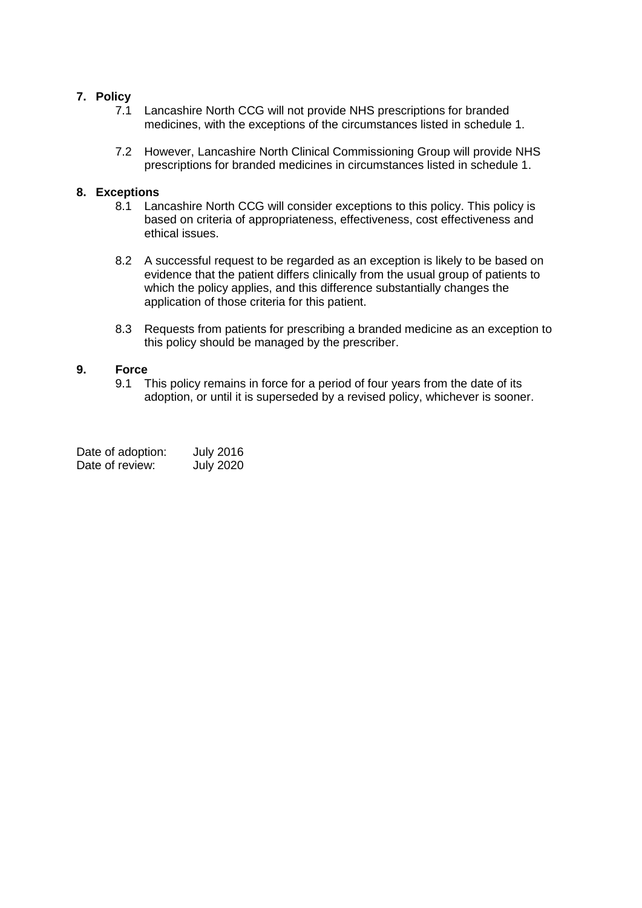## 7. Policy

7.1 Lancashire North CCG will not provide NHS prescriptions for branded medicines, with the exceptions of the circumstances listed in schedule 1.

7.2 However, Lancashire North Clinical Commissioning Group will provide NHS prescriptions for branded medicines in circumstances listed in schedule 1.

## 8. Exceptions

8.1 Lancashire North CCG will consider exceptions to this policy. This policy is based on criteria of appropriateness, effectiveness, cost effectiveness and ethical issues.

8.2 A successful request to be regarded as an exception is likely to be based on evidence that the patient differs clinically from the usual group of patients to which the policy applies, and this difference substantially changes the application of those criteria for this patient.

8.3 Requests from patients for prescribing a branded medicine as an exception to this policy should be managed by the prescriber.

## 9. Force

9.1 This policy remains in force for a period of four years from the date of its adoption, or until it is superseded by a revised policy, whichever is sooner.

Date of adoption: July 2016
Date of review: July 2020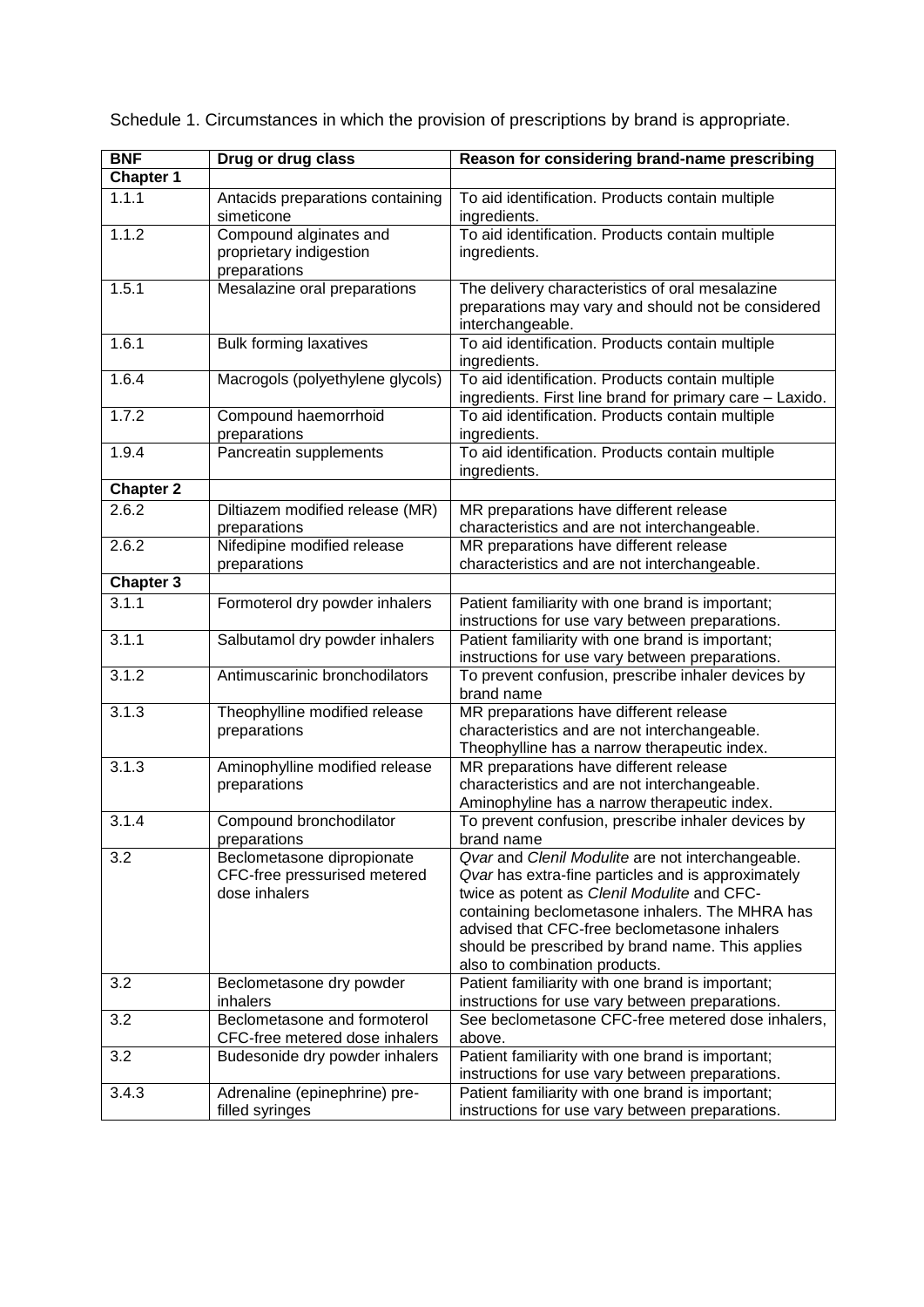Schedule 1. Circumstances in which the provision of prescriptions by brand is appropriate.

| BNF | Drug or drug class | Reason for considering brand-name prescribing |
|---|---|---|
| **Chapter 1** | | |
| 1.1.1 | Antacids preparations containing simeticone | To aid identification. Products contain multiple ingredients. |
| 1.1.2 | Compound alginates and proprietary indigestion preparations | To aid identification. Products contain multiple ingredients. |
| 1.5.1 | Mesalazine oral preparations | The delivery characteristics of oral mesalazine preparations may vary and should not be considered interchangeable. |
| 1.6.1 | Bulk forming laxatives | To aid identification. Products contain multiple ingredients. |
| 1.6.4 | Macrogols (polyethylene glycols) | To aid identification. Products contain multiple ingredients. First line brand for primary care – Laxido. |
| 1.7.2 | Compound haemorrhoid preparations | To aid identification. Products contain multiple ingredients. |
| 1.9.4 | Pancreatin supplements | To aid identification. Products contain multiple ingredients. |
| **Chapter 2** | | |
| 2.6.2 | Diltiazem modified release (MR) preparations | MR preparations have different release characteristics and are not interchangeable. |
| 2.6.2 | Nifedipine modified release preparations | MR preparations have different release characteristics and are not interchangeable. |
| **Chapter 3** | | |
| 3.1.1 | Formoterol dry powder inhalers | Patient familiarity with one brand is important; instructions for use vary between preparations. |
| 3.1.1 | Salbutamol dry powder inhalers | Patient familiarity with one brand is important; instructions for use vary between preparations. |
| 3.1.2 | Antimuscarinic bronchodilators | To prevent confusion, prescribe inhaler devices by brand name |
| 3.1.3 | Theophylline modified release preparations | MR preparations have different release characteristics and are not interchangeable. Theophylline has a narrow therapeutic index. |
| 3.1.3 | Aminophylline modified release preparations | MR preparations have different release characteristics and are not interchangeable. Aminophyline has a narrow therapeutic index. |
| 3.1.4 | Compound bronchodilator preparations | To prevent confusion, prescribe inhaler devices by brand name |
| 3.2 | Beclometasone dipropionate CFC-free pressurised metered dose inhalers | *Qvar* and *Clenil Modulite* are not interchangeable. *Qvar* has extra-fine particles and is approximately twice as potent as *Clenil Modulite* and CFC-containing beclometasone inhalers. The MHRA has advised that CFC-free beclometasone inhalers should be prescribed by brand name. This applies also to combination products. |
| 3.2 | Beclometasone dry powder inhalers | Patient familiarity with one brand is important; instructions for use vary between preparations. |
| 3.2 | Beclometasone and formoterol CFC-free metered dose inhalers | See beclometasone CFC-free metered dose inhalers, above. |
| 3.2 | Budesonide dry powder inhalers | Patient familiarity with one brand is important; instructions for use vary between preparations. |
| 3.4.3 | Adrenaline (epinephrine) pre-filled syringes | Patient familiarity with one brand is important; instructions for use vary between preparations. |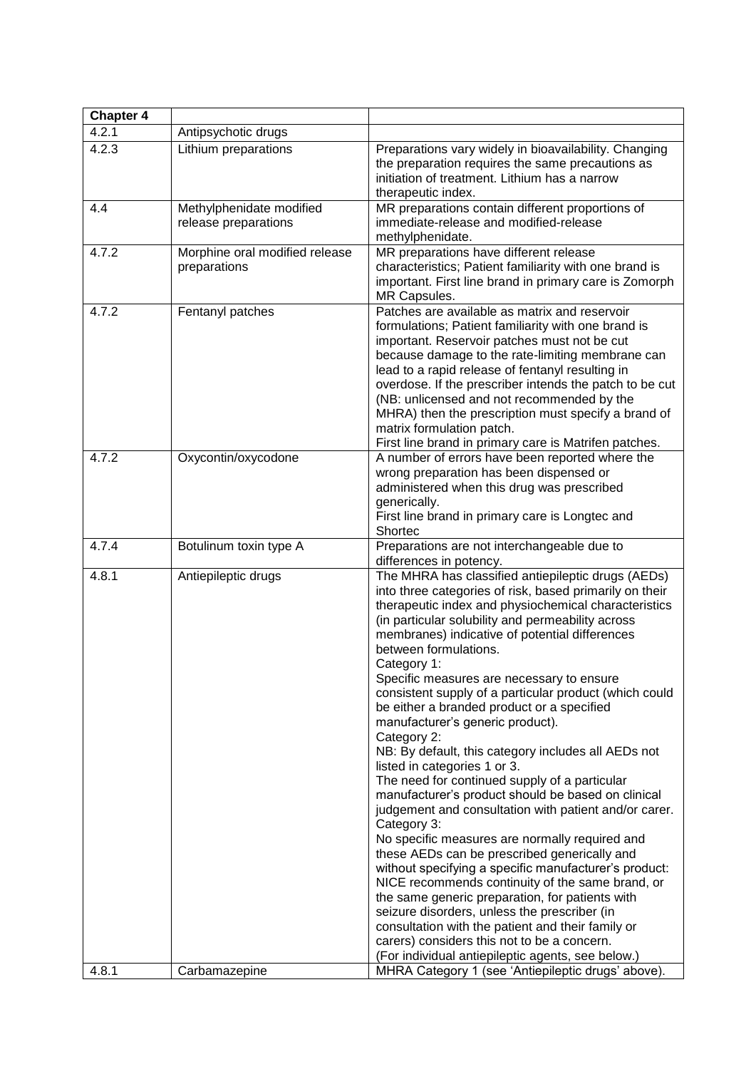| Chapter 4 | | |
|---|---|---|
| 4.2.1 | Antipsychotic drugs | |
| 4.2.3 | Lithium preparations | Preparations vary widely in bioavailability. Changing the preparation requires the same precautions as initiation of treatment. Lithium has a narrow therapeutic index. |
| 4.4 | Methylphenidate modified release preparations | MR preparations contain different proportions of immediate-release and modified-release methylphenidate. |
| 4.7.2 | Morphine oral modified release preparations | MR preparations have different release characteristics; Patient familiarity with one brand is important. First line brand in primary care is Zomorph MR Capsules. |
| 4.7.2 | Fentanyl patches | Patches are available as matrix and reservoir formulations; Patient familiarity with one brand is important. Reservoir patches must not be cut because damage to the rate-limiting membrane can lead to a rapid release of fentanyl resulting in overdose. If the prescriber intends the patch to be cut (NB: unlicensed and not recommended by the MHRA) then the prescription must specify a brand of matrix formulation patch.<br>First line brand in primary care is Matrifen patches. |
| 4.7.2 | Oxycontin/oxycodone | A number of errors have been reported where the wrong preparation has been dispensed or administered when this drug was prescribed generically.<br>First line brand in primary care is Longtec and Shortec |
| 4.7.4 | Botulinum toxin type A | Preparations are not interchangeable due to differences in potency. |
| 4.8.1 | Antiepileptic drugs | The MHRA has classified antiepileptic drugs (AEDs) into three categories of risk, based primarily on their therapeutic index and physiochemical characteristics (in particular solubility and permeability across membranes) indicative of potential differences between formulations.<br>Category 1:<br>Specific measures are necessary to ensure consistent supply of a particular product (which could be either a branded product or a specified manufacturer's generic product).<br>Category 2:<br>NB: By default, this category includes all AEDs not listed in categories 1 or 3.<br>The need for continued supply of a particular manufacturer's product should be based on clinical judgement and consultation with patient and/or carer.<br>Category 3:<br>No specific measures are normally required and these AEDs can be prescribed generically and without specifying a specific manufacturer's product: NICE recommends continuity of the same brand, or the same generic preparation, for patients with seizure disorders, unless the prescriber (in consultation with the patient and their family or carers) considers this not to be a concern.<br>(For individual antiepileptic agents, see below.) |
| 4.8.1 | Carbamazepine | MHRA Category 1 (see 'Antiepileptic drugs' above). |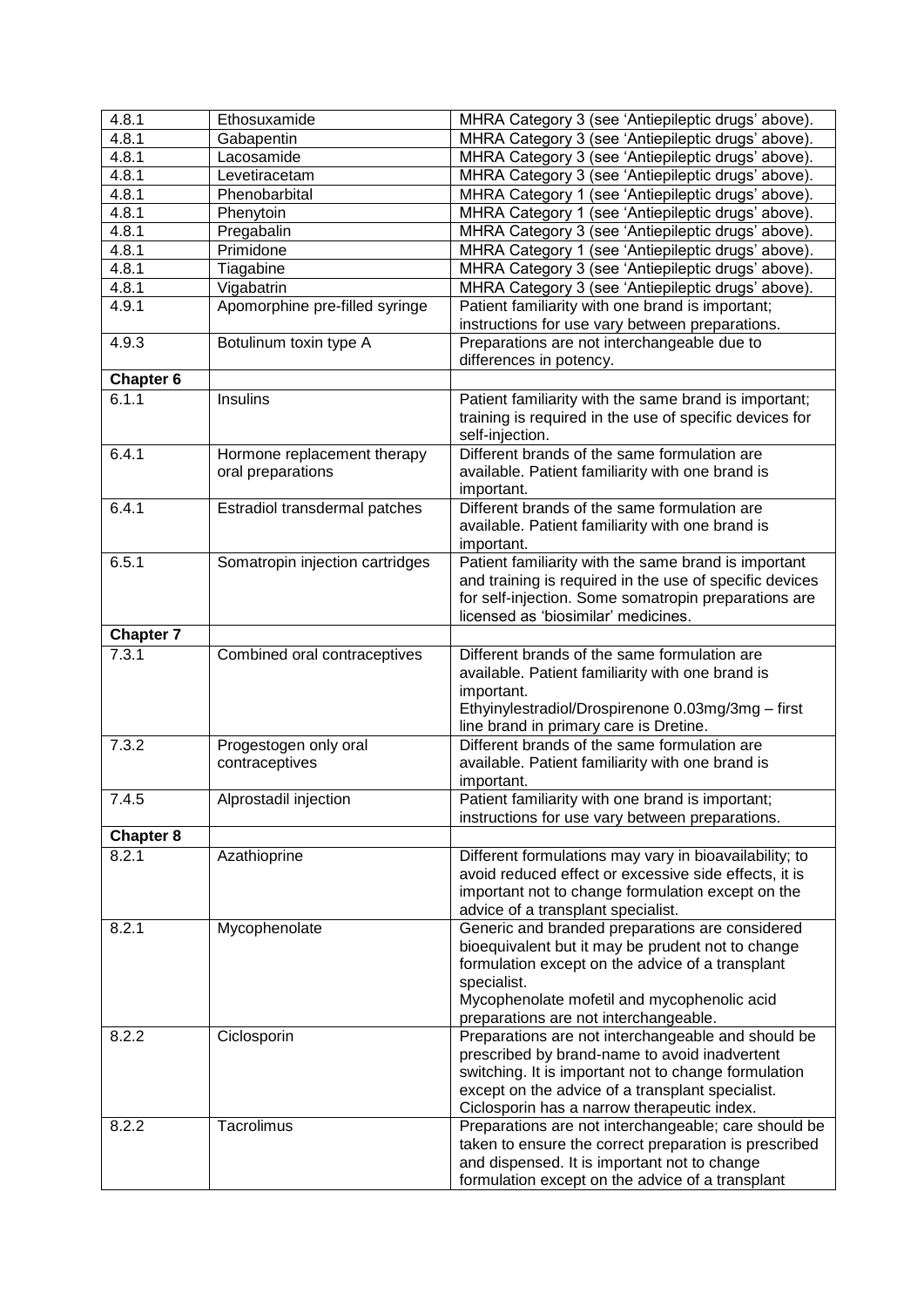| 4.8.1 | Ethosuxamide | MHRA Category 3 (see 'Antiepileptic drugs' above). |
|---|---|---|
| 4.8.1 | Gabapentin | MHRA Category 3 (see 'Antiepileptic drugs' above). |
| 4.8.1 | Lacosamide | MHRA Category 3 (see 'Antiepileptic drugs' above). |
| 4.8.1 | Levetiracetam | MHRA Category 3 (see 'Antiepileptic drugs' above). |
| 4.8.1 | Phenobarbital | MHRA Category 1 (see 'Antiepileptic drugs' above). |
| 4.8.1 | Phenytoin | MHRA Category 1 (see 'Antiepileptic drugs' above). |
| 4.8.1 | Pregabalin | MHRA Category 3 (see 'Antiepileptic drugs' above). |
| 4.8.1 | Primidone | MHRA Category 1 (see 'Antiepileptic drugs' above). |
| 4.8.1 | Tiagabine | MHRA Category 3 (see 'Antiepileptic drugs' above). |
| 4.8.1 | Vigabatrin | MHRA Category 3 (see 'Antiepileptic drugs' above). |
| 4.9.1 | Apomorphine pre-filled syringe | Patient familiarity with one brand is important; instructions for use vary between preparations. |
| 4.9.3 | Botulinum toxin type A | Preparations are not interchangeable due to differences in potency. |
| **Chapter 6** | | |
| 6.1.1 | Insulins | Patient familiarity with the same brand is important; training is required in the use of specific devices for self-injection. |
| 6.4.1 | Hormone replacement therapy oral preparations | Different brands of the same formulation are available. Patient familiarity with one brand is important. |
| 6.4.1 | Estradiol transdermal patches | Different brands of the same formulation are available. Patient familiarity with one brand is important. |
| 6.5.1 | Somatropin injection cartridges | Patient familiarity with the same brand is important and training is required in the use of specific devices for self-injection. Some somatropin preparations are licensed as 'biosimilar' medicines. |
| **Chapter 7** | | |
| 7.3.1 | Combined oral contraceptives | Different brands of the same formulation are available. Patient familiarity with one brand is important.<br>Ethyinylestradiol/Drospirenone 0.03mg/3mg – first line brand in primary care is Dretine. |
| 7.3.2 | Progestogen only oral contraceptives | Different brands of the same formulation are available. Patient familiarity with one brand is important. |
| 7.4.5 | Alprostadil injection | Patient familiarity with one brand is important; instructions for use vary between preparations. |
| **Chapter 8** | | |
| 8.2.1 | Azathioprine | Different formulations may vary in bioavailability; to avoid reduced effect or excessive side effects, it is important not to change formulation except on the advice of a transplant specialist. |
| 8.2.1 | Mycophenolate | Generic and branded preparations are considered bioequivalent but it may be prudent not to change formulation except on the advice of a transplant specialist.<br>Mycophenolate mofetil and mycophenolic acid preparations are not interchangeable. |
| 8.2.2 | Ciclosporin | Preparations are not interchangeable and should be prescribed by brand-name to avoid inadvertent switching. It is important not to change formulation except on the advice of a transplant specialist. Ciclosporin has a narrow therapeutic index. |
| 8.2.2 | Tacrolimus | Preparations are not interchangeable; care should be taken to ensure the correct preparation is prescribed and dispensed. It is important not to change formulation except on the advice of a transplant |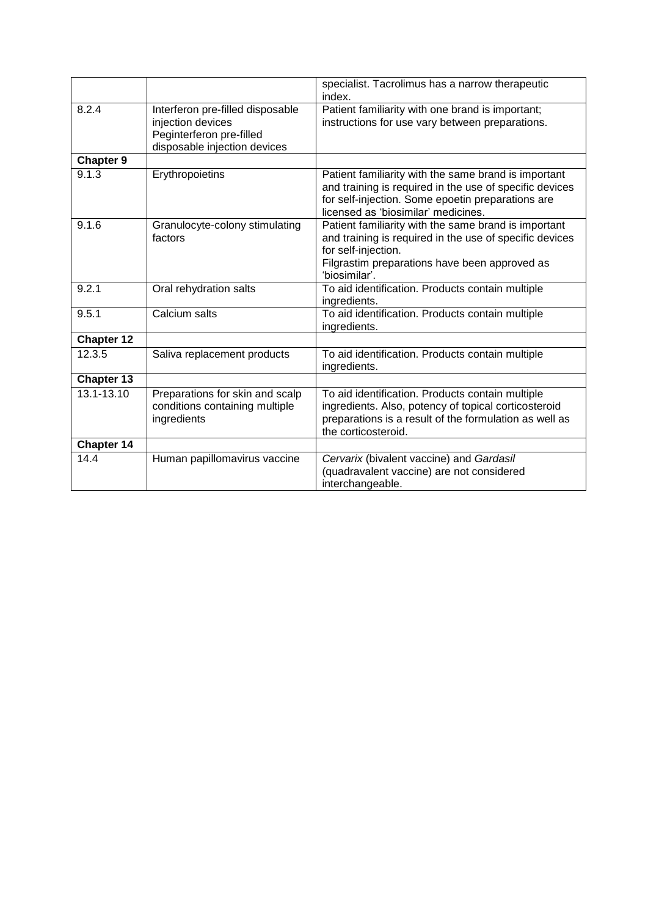| | | |
|---|---|---|
| | | specialist. Tacrolimus has a narrow therapeutic index. |
| 8.2.4 | Interferon pre-filled disposable injection devices<br>Peginterferon pre-filled disposable injection devices | Patient familiarity with one brand is important; instructions for use vary between preparations. |
| **Chapter 9** | | |
| 9.1.3 | Erythropoietins | Patient familiarity with the same brand is important and training is required in the use of specific devices for self-injection. Some epoetin preparations are licensed as 'biosimilar' medicines. |
| 9.1.6 | Granulocyte-colony stimulating factors | Patient familiarity with the same brand is important and training is required in the use of specific devices for self-injection.<br>Filgrastim preparations have been approved as 'biosimilar'. |
| 9.2.1 | Oral rehydration salts | To aid identification. Products contain multiple ingredients. |
| 9.5.1 | Calcium salts | To aid identification. Products contain multiple ingredients. |
| **Chapter 12** | | |
| 12.3.5 | Saliva replacement products | To aid identification. Products contain multiple ingredients. |
| **Chapter 13** | | |
| 13.1-13.10 | Preparations for skin and scalp conditions containing multiple ingredients | To aid identification. Products contain multiple ingredients. Also, potency of topical corticosteroid preparations is a result of the formulation as well as the corticosteroid. |
| **Chapter 14** | | |
| 14.4 | Human papillomavirus vaccine | *Cervarix* (bivalent vaccine) and *Gardasil* (quadravalent vaccine) are not considered interchangeable. |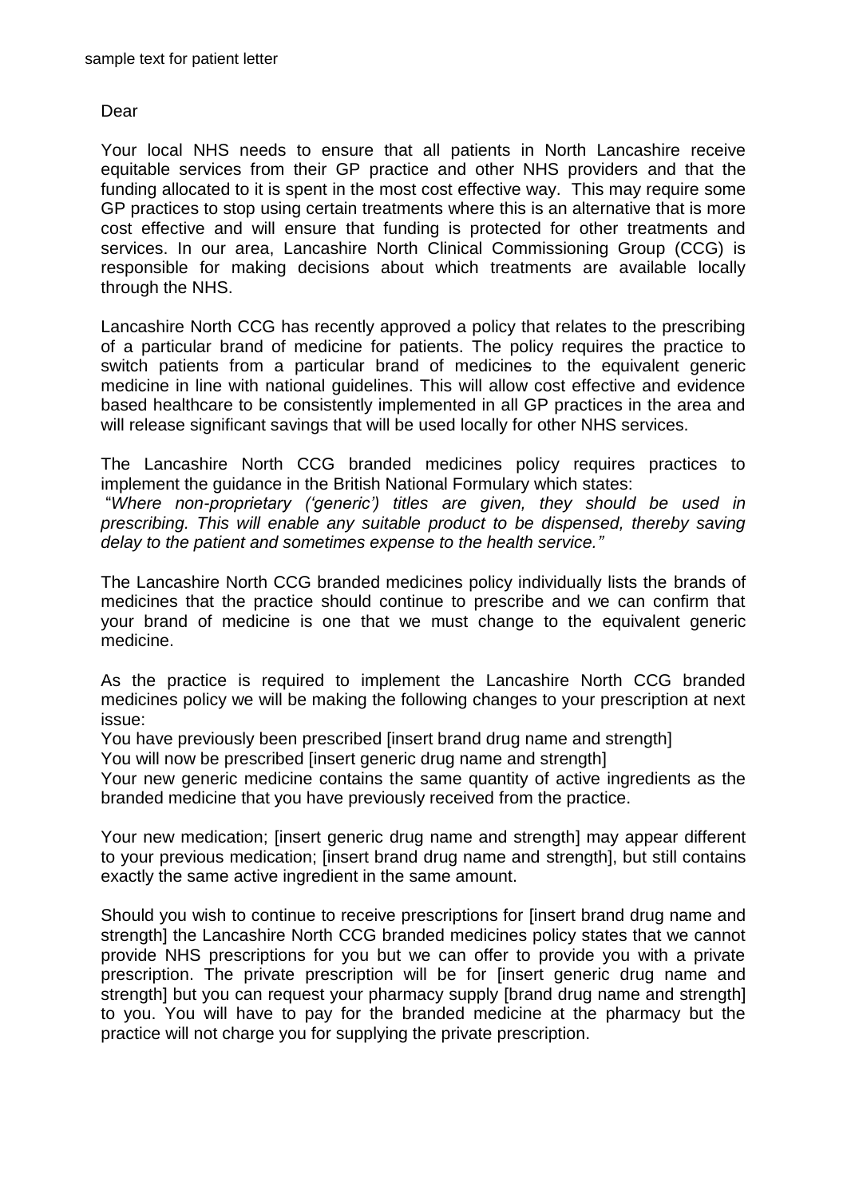sample text for patient letter

Dear

Your local NHS needs to ensure that all patients in North Lancashire receive equitable services from their GP practice and other NHS providers and that the funding allocated to it is spent in the most cost effective way. This may require some GP practices to stop using certain treatments where this is an alternative that is more cost effective and will ensure that funding is protected for other treatments and services. In our area, Lancashire North Clinical Commissioning Group (CCG) is responsible for making decisions about which treatments are available locally through the NHS.

Lancashire North CCG has recently approved a policy that relates to the prescribing of a particular brand of medicine for patients. The policy requires the practice to switch patients from a particular brand of medicines to the equivalent generic medicine in line with national guidelines. This will allow cost effective and evidence based healthcare to be consistently implemented in all GP practices in the area and will release significant savings that will be used locally for other NHS services.

The Lancashire North CCG branded medicines policy requires practices to implement the guidance in the British National Formulary which states:
"*Where non-proprietary ('generic') titles are given, they should be used in prescribing. This will enable any suitable product to be dispensed, thereby saving delay to the patient and sometimes expense to the health service.*"

The Lancashire North CCG branded medicines policy individually lists the brands of medicines that the practice should continue to prescribe and we can confirm that your brand of medicine is one that we must change to the equivalent generic medicine.

As the practice is required to implement the Lancashire North CCG branded medicines policy we will be making the following changes to your prescription at next issue:
You have previously been prescribed [insert brand drug name and strength]
You will now be prescribed [insert generic drug name and strength]
Your new generic medicine contains the same quantity of active ingredients as the branded medicine that you have previously received from the practice.

Your new medication; [insert generic drug name and strength] may appear different to your previous medication; [insert brand drug name and strength], but still contains exactly the same active ingredient in the same amount.

Should you wish to continue to receive prescriptions for [insert brand drug name and strength] the Lancashire North CCG branded medicines policy states that we cannot provide NHS prescriptions for you but we can offer to provide you with a private prescription. The private prescription will be for [insert generic drug name and strength] but you can request your pharmacy supply [brand drug name and strength] to you. You will have to pay for the branded medicine at the pharmacy but the practice will not charge you for supplying the private prescription.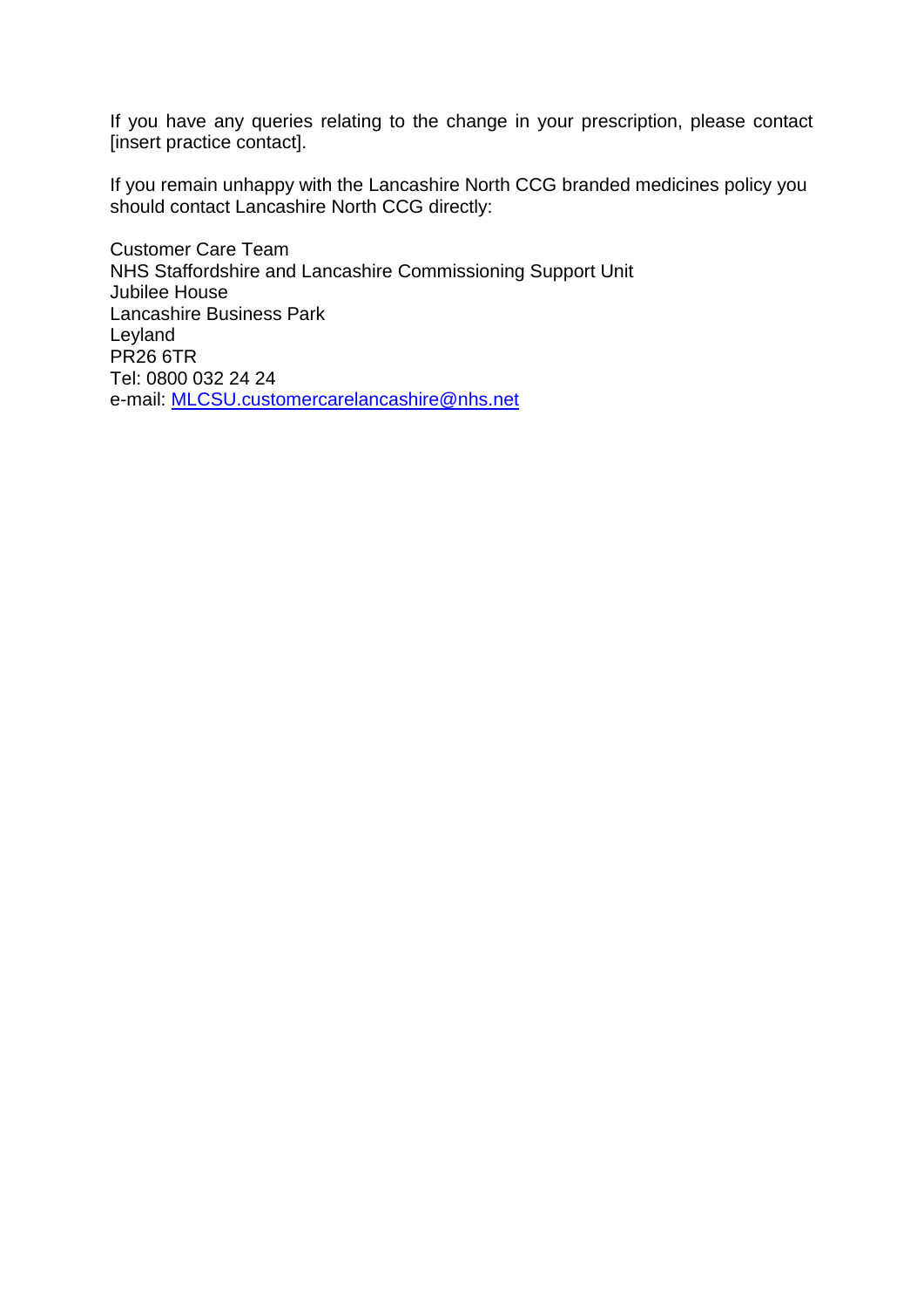If you have any queries relating to the change in your prescription, please contact [insert practice contact].

If you remain unhappy with the Lancashire North CCG branded medicines policy you should contact Lancashire North CCG directly:

Customer Care Team
NHS Staffordshire and Lancashire Commissioning Support Unit
Jubilee House
Lancashire Business Park
Leyland
PR26 6TR
Tel: 0800 032 24 24
e-mail: MLCSU.customercarelancashire@nhs.net